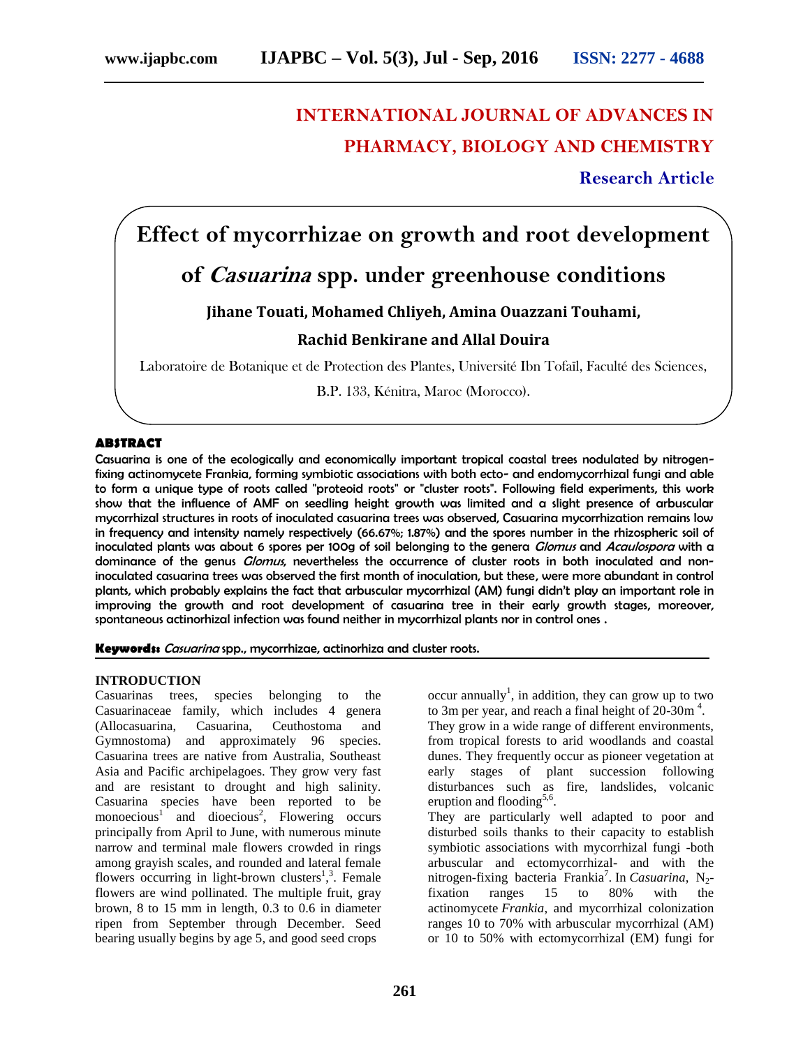# INTERNATIONAL JOURNAL OF ADVANCES IN PHARMACY, BIOLOGY AND CHEMISTRY

**Research Article**

# Effect of mycorrhizae on growth and root development of *Casuarina* spp. under greenhouse conditions

**Jihane Touati, Mohamed Chliyeh, Amina Ouazzani Touhami, Rachid Benkirane and Allal Douira**

Laboratoire de Botanique et de Protection des Plantes, Université Ibn Tofaïl, Faculté des Sciences, B.P. 133, Kénitra, Maroc (Morocco).

## ABSTRACT

**Casuarina is one of the ecologically and economically important tropical coastal trees nodulated by nitrogen-fixing actinomycete Frankia, forming symbiotic associations with both ecto- and endomycorrhizal fungi and able to form a unique type of roots called "proteoid roots" or "cluster roots". Following field experiments, this work show that the influence of AMF on seedling height growth was limited and a slight presence of arbuscular mycorrhizal structures in roots of inoculated casuarina trees was observed, Casuarina mycorrhization remains low in frequency and intensity namely respectively (66.67%; 1.87%) and the spores number in the rhizospheric soil of inoculated plants was about 6 spores per 100g of soil belonging to the genera *Glomus* and *Acaulospora* with a dominance of the genus *Glomus*, nevertheless the occurrence of cluster roots in both inoculated and non-inoculated casuarina trees was observed the first month of inoculation, but these, were more abundant in control plants, which probably explains the fact that arbuscular mycorrhizal (AM) fungi didn't play an important role in improving the growth and root development of casuarina tree in their early growth stages, moreover, spontaneous actinorhizal infection was found neither in mycorrhizal plants nor in control ones .**

**Keywords:** *Casuarina* spp., mycorrhizae, actinorhiza and cluster roots.

## INTRODUCTION

Casuarinas trees, species belonging to the Casuarinaceae family, which includes 4 genera (Allocasuarina, Casuarina, Ceuthostoma and Gymnostoma) and approximately 96 species. Casuarina trees are native from Australia, Southeast Asia and Pacific archipelagoes. They grow very fast and are resistant to drought and high salinity. Casuarina species have been reported to be monoecious[1] and dioecious[2], Flowering occurs principally from April to June, with numerous minute narrow and terminal male flowers crowded in rings among grayish scales, and rounded and lateral female flowers occurring in light-brown clusters[1],[3]. Female flowers are wind pollinated. The multiple fruit, gray brown, 8 to 15 mm in length, 0.3 to 0.6 in diameter ripen from September through December. Seed bearing usually begins by age 5, and good seed crops occur annually[1], in addition, they can grow up to two to 3m per year, and reach a final height of 20-30m [4].

They grow in a wide range of different environments, from tropical forests to arid woodlands and coastal dunes. They frequently occur as pioneer vegetation at early stages of plant succession following disturbances such as fire, landslides, volcanic eruption and flooding[5,6].

They are particularly well adapted to poor and disturbed soils thanks to their capacity to establish symbiotic associations with mycorrhizal fungi -both arbuscular and ectomycorrhizal- and with the nitrogen-fixing bacteria Frankia[7]. In *Casuarina*, $N_2$-fixation ranges 15 to 80% with the actinomycete *Frankia*, and mycorrhizal colonization ranges 10 to 70% with arbuscular mycorrhizal (AM) or 10 to 50% with ectomycorrhizal (EM) fungi for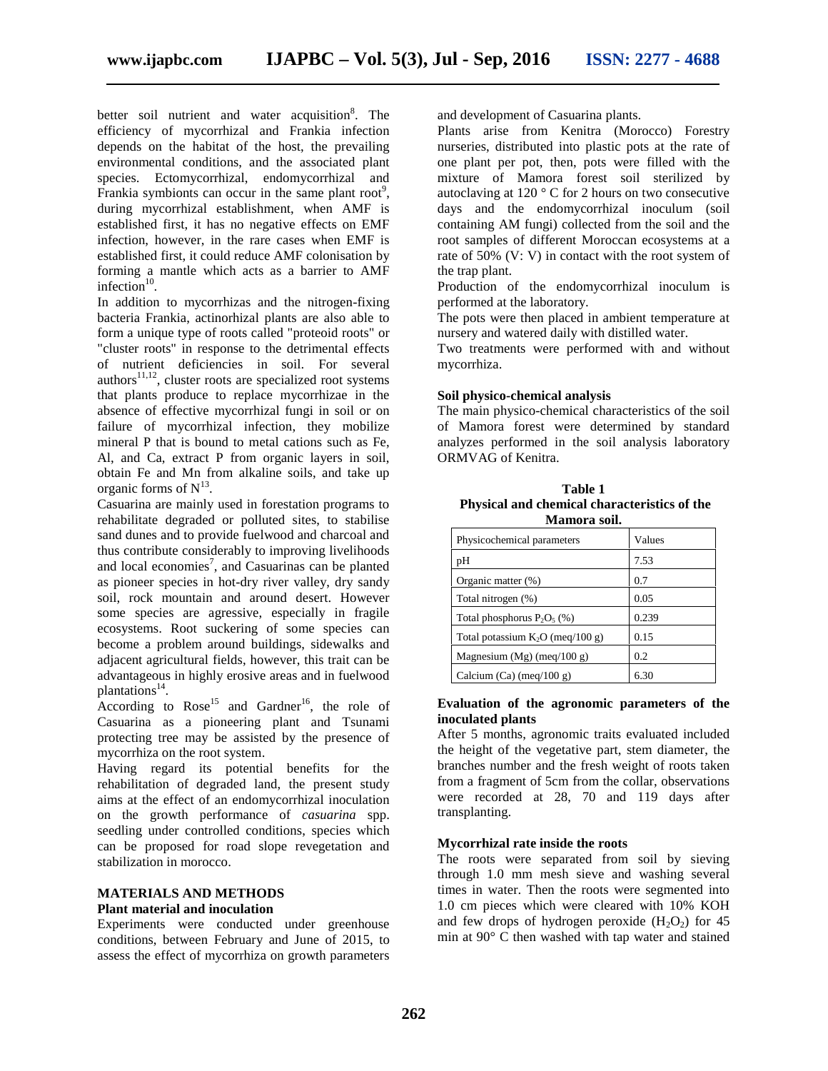better soil nutrient and water acquisition[8]. The efficiency of mycorrhizal and Frankia infection depends on the habitat of the host, the prevailing environmental conditions, and the associated plant species. Ectomycorrhizal, endomycorrhizal and Frankia symbionts can occur in the same plant root[9], during mycorrhizal establishment, when AMF is established first, it has no negative effects on EMF infection, however, in the rare cases when EMF is established first, it could reduce AMF colonisation by forming a mantle which acts as a barrier to AMF infection[10].

In addition to mycorrhizas and the nitrogen-fixing bacteria Frankia, actinorhizal plants are also able to form a unique type of roots called "proteoid roots" or "cluster roots" in response to the detrimental effects of nutrient deficiencies in soil. For several authors[11,12], cluster roots are specialized root systems that plants produce to replace mycorrhizae in the absence of effective mycorrhizal fungi in soil or on failure of mycorrhizal infection, they mobilize mineral P that is bound to metal cations such as Fe, Al, and Ca, extract P from organic layers in soil, obtain Fe and Mn from alkaline soils, and take up organic forms of N[13].

Casuarina are mainly used in forestation programs to rehabilitate degraded or polluted sites, to stabilise sand dunes and to provide fuelwood and charcoal and thus contribute considerably to improving livelihoods and local economies[7], and Casuarinas can be planted as pioneer species in hot-dry river valley, dry sandy soil, rock mountain and around desert. However some species are agressive, especially in fragile ecosystems. Root suckering of some species can become a problem around buildings, sidewalks and adjacent agricultural fields, however, this trait can be advantageous in highly erosive areas and in fuelwood plantations[14].

According to Rose[15] and Gardner[16], the role of Casuarina as a pioneering plant and Tsunami protecting tree may be assisted by the presence of mycorrhiza on the root system.

Having regard its potential benefits for the rehabilitation of degraded land, the present study aims at the effect of an endomycorrhizal inoculation on the growth performance of *casuarina* spp. seedling under controlled conditions, species which can be proposed for road slope revegetation and stabilization in morocco.

## MATERIALS AND METHODS

### Plant material and inoculation

Experiments were conducted under greenhouse conditions, between February and June of 2015, to assess the effect of mycorrhiza on growth parameters and development of Casuarina plants.

Plants arise from Kenitra (Morocco) Forestry nurseries, distributed into plastic pots at the rate of one plant per pot, then, pots were filled with the mixture of Mamora forest soil sterilized by autoclaving at 120 ° C for 2 hours on two consecutive days and the endomycorrhizal inoculum (soil containing AM fungi) collected from the soil and the root samples of different Moroccan ecosystems at a rate of 50% (V: V) in contact with the root system of the trap plant.

Production of the endomycorrhizal inoculum is performed at the laboratory.

The pots were then placed in ambient temperature at nursery and watered daily with distilled water.

Two treatments were performed with and without mycorrhiza.

### Soil physico-chemical analysis

The main physico-chemical characteristics of the soil of Mamora forest were determined by standard analyzes performed in the soil analysis laboratory ORMVAG of Kenitra.

**Table 1**
**Physical and chemical characteristics of the Mamora soil.**

| Physicochemical parameters | Values |
|---|---|
| pH | 7.53 |
| Organic matter (%) | 0.7 |
| Total nitrogen (%) | 0.05 |
| Total phosphorus $P_2O_5$ (%) | 0.239 |
| Total potassium $K_2O$ (meq/100 g) | 0.15 |
| Magnesium (Mg) (meq/100 g) | 0.2 |
| Calcium (Ca) (meq/100 g) | 6.30 |

### Evaluation of the agronomic parameters of the inoculated plants

After 5 months, agronomic traits evaluated included the height of the vegetative part, stem diameter, the branches number and the fresh weight of roots taken from a fragment of 5cm from the collar, observations were recorded at 28, 70 and 119 days after transplanting.

### Mycorrhizal rate inside the roots

The roots were separated from soil by sieving through 1.0 mm mesh sieve and washing several times in water. Then the roots were segmented into 1.0 cm pieces which were cleared with 10% KOH and few drops of hydrogen peroxide ($H_2O_2$) for 45 min at 90° C then washed with tap water and stained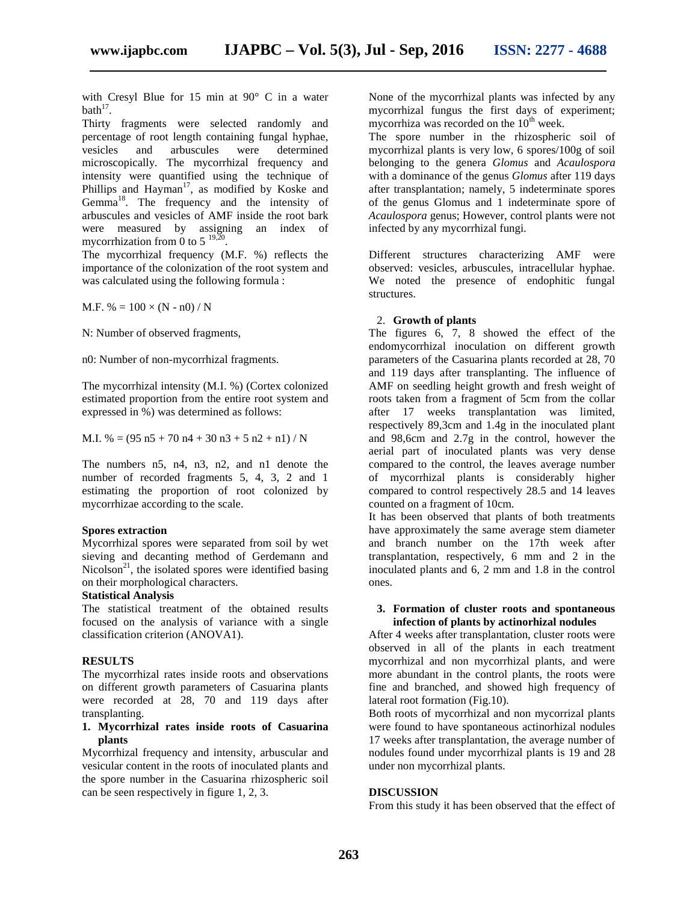with Cresyl Blue for 15 min at 90° C in a water bath[17].

Thirty fragments were selected randomly and percentage of root length containing fungal hyphae, vesicles and arbuscules were determined microscopically. The mycorrhizal frequency and intensity were quantified using the technique of Phillips and Hayman[17], as modified by Koske and Gemma[18]. The frequency and the intensity of arbuscules and vesicles of AMF inside the root bark were measured by assigning an index of mycorrhization from 0 to 5 [19,20].

The mycorrhizal frequency (M.F. %) reflects the importance of the colonization of the root system and was calculated using the following formula :

$$M.F.\ \% = 100 \times (N - n0) / N$$

N: Number of observed fragments,

n0: Number of non-mycorrhizal fragments.

The mycorrhizal intensity (M.I. %) (Cortex colonized estimated proportion from the entire root system and expressed in %) was determined as follows:

$$M.I.\ \% = (95\ n5 + 70\ n4 + 30\ n3 + 5\ n2 + n1) / N$$

The numbers n5, n4, n3, n2, and n1 denote the number of recorded fragments 5, 4, 3, 2 and 1 estimating the proportion of root colonized by mycorrhizae according to the scale.

**Spores extraction**

Mycorrhizal spores were separated from soil by wet sieving and decanting method of Gerdemann and Nicolson[21], the isolated spores were identified basing on their morphological characters.

**Statistical Analysis**

The statistical treatment of the obtained results focused on the analysis of variance with a single classification criterion (ANOVA1).

## RESULTS

The mycorrhizal rates inside roots and observations on different growth parameters of Casuarina plants were recorded at 28, 70 and 119 days after transplanting.

### 1. Mycorrhizal rates inside roots of Casuarina plants

Mycorrhizal frequency and intensity, arbuscular and vesicular content in the roots of inoculated plants and the spore number in the Casuarina rhizospheric soil can be seen respectively in figure 1, 2, 3.

None of the mycorrhizal plants was infected by any mycorrhizal fungus the first days of experiment; mycorrhiza was recorded on the 10th week.

The spore number in the rhizospheric soil of mycorrhizal plants is very low, 6 spores/100g of soil belonging to the genera *Glomus* and *Acaulospora* with a dominance of the genus *Glomus* after 119 days after transplantation; namely, 5 indeterminate spores of the genus Glomus and 1 indeterminate spore of *Acaulospora* genus; However, control plants were not infected by any mycorrhizal fungi.

Different structures characterizing AMF were observed: vesicles, arbuscules, intracellular hyphae. We noted the presence of endophitic fungal structures.

### 2. Growth of plants

The figures 6, 7, 8 showed the effect of the endomycorrhizal inoculation on different growth parameters of the Casuarina plants recorded at 28, 70 and 119 days after transplanting. The influence of AMF on seedling height growth and fresh weight of roots taken from a fragment of 5cm from the collar after 17 weeks transplantation was limited, respectively 89,3cm and 1.4g in the inoculated plant and 98,6cm and 2.7g in the control, however the aerial part of inoculated plants was very dense compared to the control, the leaves average number of mycorrhizal plants is considerably higher compared to control respectively 28.5 and 14 leaves counted on a fragment of 10cm.

It has been observed that plants of both treatments have approximately the same average stem diameter and branch number on the 17th week after transplantation, respectively, 6 mm and 2 in the inoculated plants and 6, 2 mm and 1.8 in the control ones.

### 3. Formation of cluster roots and spontaneous infection of plants by actinorhizal nodules

After 4 weeks after transplantation, cluster roots were observed in all of the plants in each treatment mycorrhizal and non mycorrhizal plants, and were more abundant in the control plants, the roots were fine and branched, and showed high frequency of lateral root formation (Fig.10).

Both roots of mycorrhizal and non mycorrizal plants were found to have spontaneous actinorhizal nodules 17 weeks after transplantation, the average number of nodules found under mycorrhizal plants is 19 and 28 under non mycorrhizal plants.

## DISCUSSION

From this study it has been observed that the effect of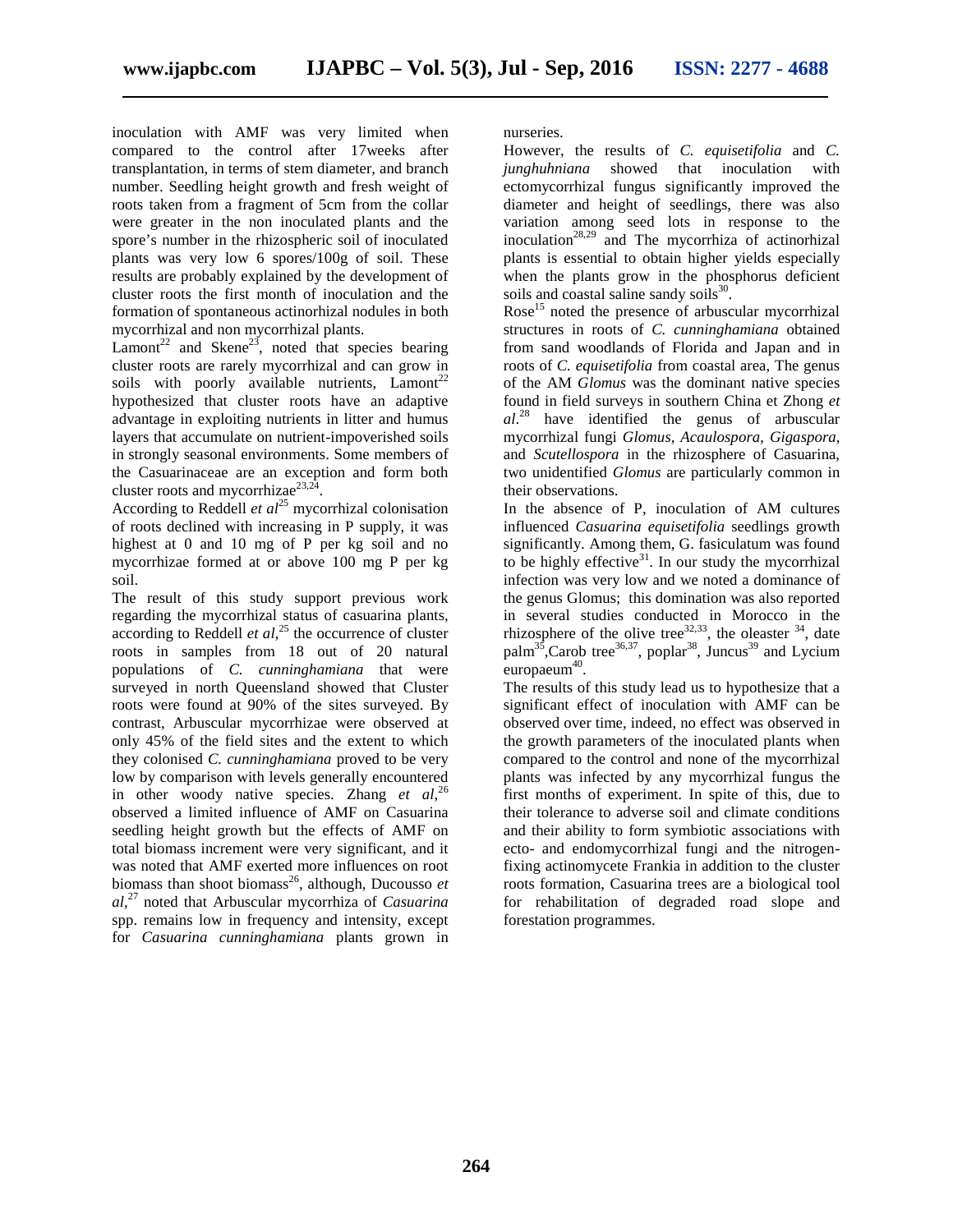inoculation with AMF was very limited when compared to the control after 17weeks after transplantation, in terms of stem diameter, and branch number. Seedling height growth and fresh weight of roots taken from a fragment of 5cm from the collar were greater in the non inoculated plants and the spore's number in the rhizospheric soil of inoculated plants was very low 6 spores/100g of soil. These results are probably explained by the development of cluster roots the first month of inoculation and the formation of spontaneous actinorhizal nodules in both mycorrhizal and non mycorrhizal plants.

Lamont[22] and Skene[23], noted that species bearing cluster roots are rarely mycorrhizal and can grow in soils with poorly available nutrients, Lamont[22] hypothesized that cluster roots have an adaptive advantage in exploiting nutrients in litter and humus layers that accumulate on nutrient-impoverished soils in strongly seasonal environments. Some members of the Casuarinaceae are an exception and form both cluster roots and mycorrhizae[23,24].

According to Reddell *et al*[25] mycorrhizal colonisation of roots declined with increasing in P supply, it was highest at 0 and 10 mg of P per kg soil and no mycorrhizae formed at or above 100 mg P per kg soil.

The result of this study support previous work regarding the mycorrhizal status of casuarina plants, according to Reddell *et al*,[25] the occurrence of cluster roots in samples from 18 out of 20 natural populations of *C. cunninghamiana* that were surveyed in north Queensland showed that Cluster roots were found at 90% of the sites surveyed. By contrast, Arbuscular mycorrhizae were observed at only 45% of the field sites and the extent to which they colonised *C. cunninghamiana* proved to be very low by comparison with levels generally encountered in other woody native species. Zhang *et al*,[26] observed a limited influence of AMF on Casuarina seedling height growth but the effects of AMF on total biomass increment were very significant, and it was noted that AMF exerted more influences on root biomass than shoot biomass[26], although, Ducousso *et al*,[27] noted that Arbuscular mycorrhiza of *Casuarina* spp. remains low in frequency and intensity, except for *Casuarina cunninghamiana* plants grown in nurseries.

However, the results of *C. equisetifolia* and *C. junghuhniana* showed that inoculation with ectomycorrhizal fungus significantly improved the diameter and height of seedlings, there was also variation among seed lots in response to the inoculation[28,29] and The mycorrhiza of actinorhizal plants is essential to obtain higher yields especially when the plants grow in the phosphorus deficient soils and coastal saline sandy soils[30].

Rose[15] noted the presence of arbuscular mycorrhizal structures in roots of *C. cunninghamiana* obtained from sand woodlands of Florida and Japan and in roots of *C. equisetifolia* from coastal area, The genus of the AM *Glomus* was the dominant native species found in field surveys in southern China et Zhong *et al*.[28] have identified the genus of arbuscular mycorrhizal fungi *Glomus*, *Acaulospora*, *Gigaspora*, and *Scutellospora* in the rhizosphere of Casuarina, two unidentified *Glomus* are particularly common in their observations.

In the absence of P, inoculation of AM cultures influenced *Casuarina equisetifolia* seedlings growth significantly. Among them, G. fasiculatum was found to be highly effective[31]. In our study the mycorrhizal infection was very low and we noted a dominance of the genus Glomus; this domination was also reported in several studies conducted in Morocco in the rhizosphere of the olive tree[32,33], the oleaster [34], date palm[35],Carob tree[36,37], poplar[38], Juncus[39] and Lycium europaeum[40].

The results of this study lead us to hypothesize that a significant effect of inoculation with AMF can be observed over time, indeed, no effect was observed in the growth parameters of the inoculated plants when compared to the control and none of the mycorrhizal plants was infected by any mycorrhizal fungus the first months of experiment. In spite of this, due to their tolerance to adverse soil and climate conditions and their ability to form symbiotic associations with ecto- and endomycorrhizal fungi and the nitrogen-fixing actinomycete Frankia in addition to the cluster roots formation, Casuarina trees are a biological tool for rehabilitation of degraded road slope and forestation programmes.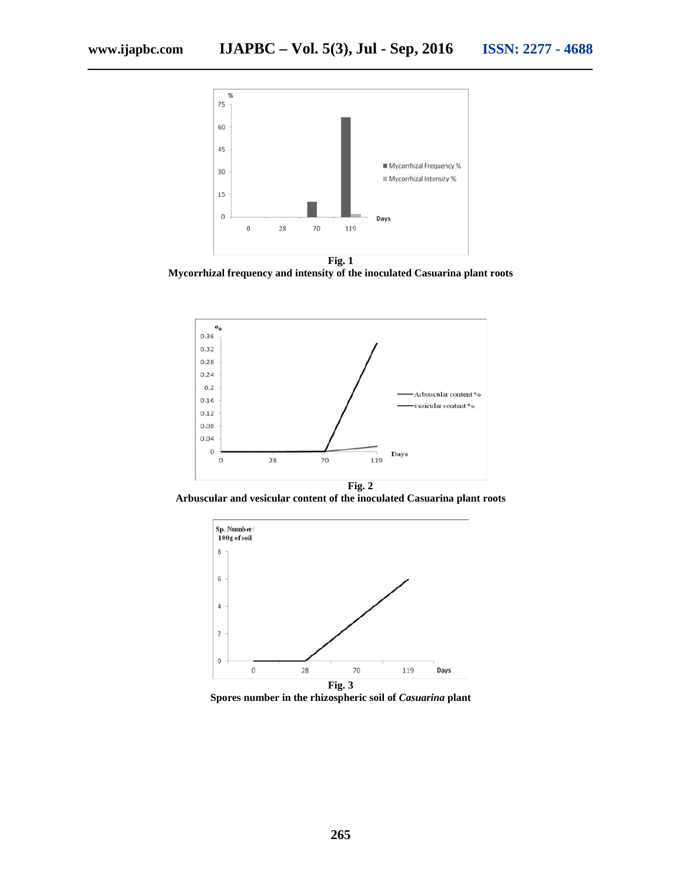**Fig. 1**

**Mycorrhizal frequency and intensity of the inoculated Casuarina plant roots**

**Fig. 2**

**Arbuscular and vesicular content of the inoculated Casuarina plant roots**

**Fig. 3**

**Spores number in the rhizospheric soil of *Casuarina* plant**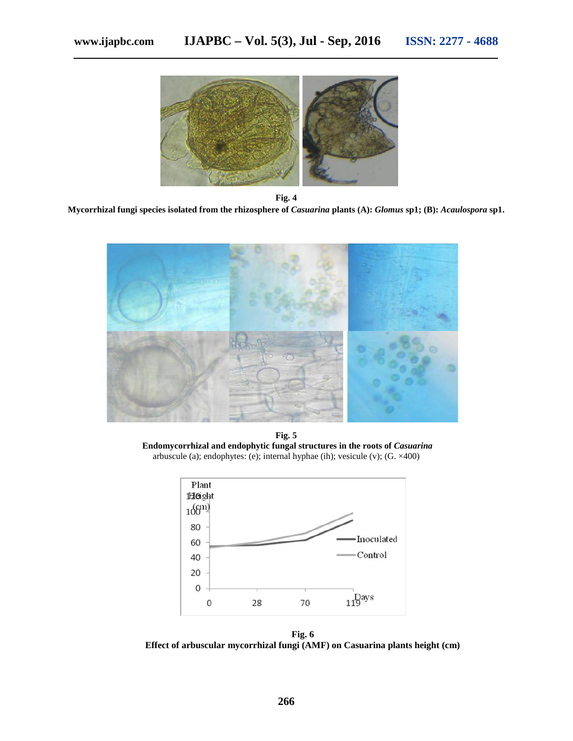**Fig. 4**

**Mycorrhizal fungi species isolated from the rhizosphere of *Casuarina* plants (A): *Glomus* sp1; (B): *Acaulospora* sp1.**

**Fig. 5**

**Endomycorrhizal and endophytic fungal structures in the roots of *Casuarina***

arbuscule (a); endophytes: (e); internal hyphae (ih); vesicule (v); (G. ×400)

**Fig. 6**

**Effect of arbuscular mycorrhizal fungi (AMF) on Casuarina plants height (cm)**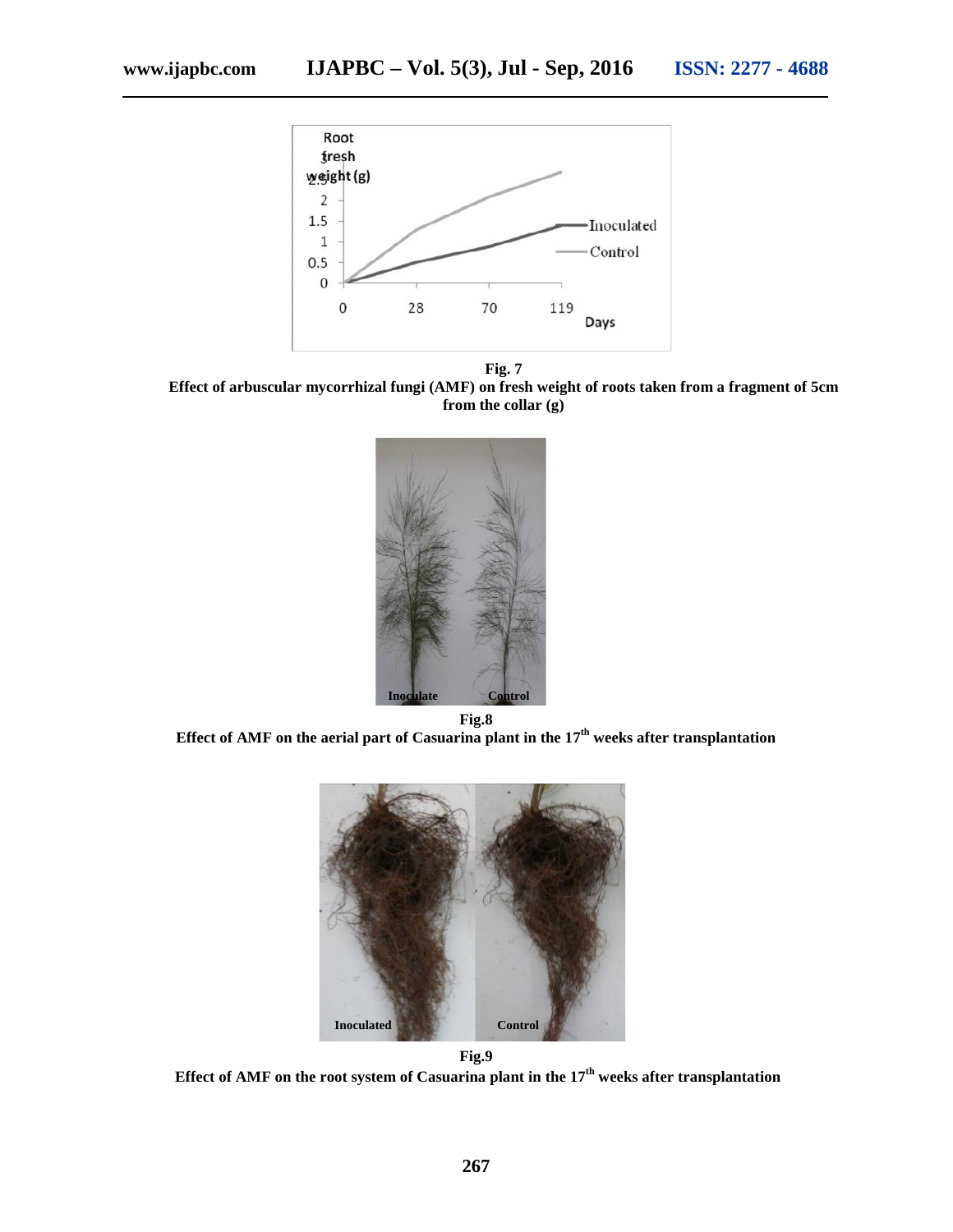**Fig. 7**
**Effect of arbuscular mycorrhizal fungi (AMF) on fresh weight of roots taken from a fragment of 5cm from the collar (g)**

**Fig.8**
**Effect of AMF on the aerial part of Casuarina plant in the 17th weeks after transplantation**

**Fig.9**
**Effect of AMF on the root system of Casuarina plant in the 17th weeks after transplantation**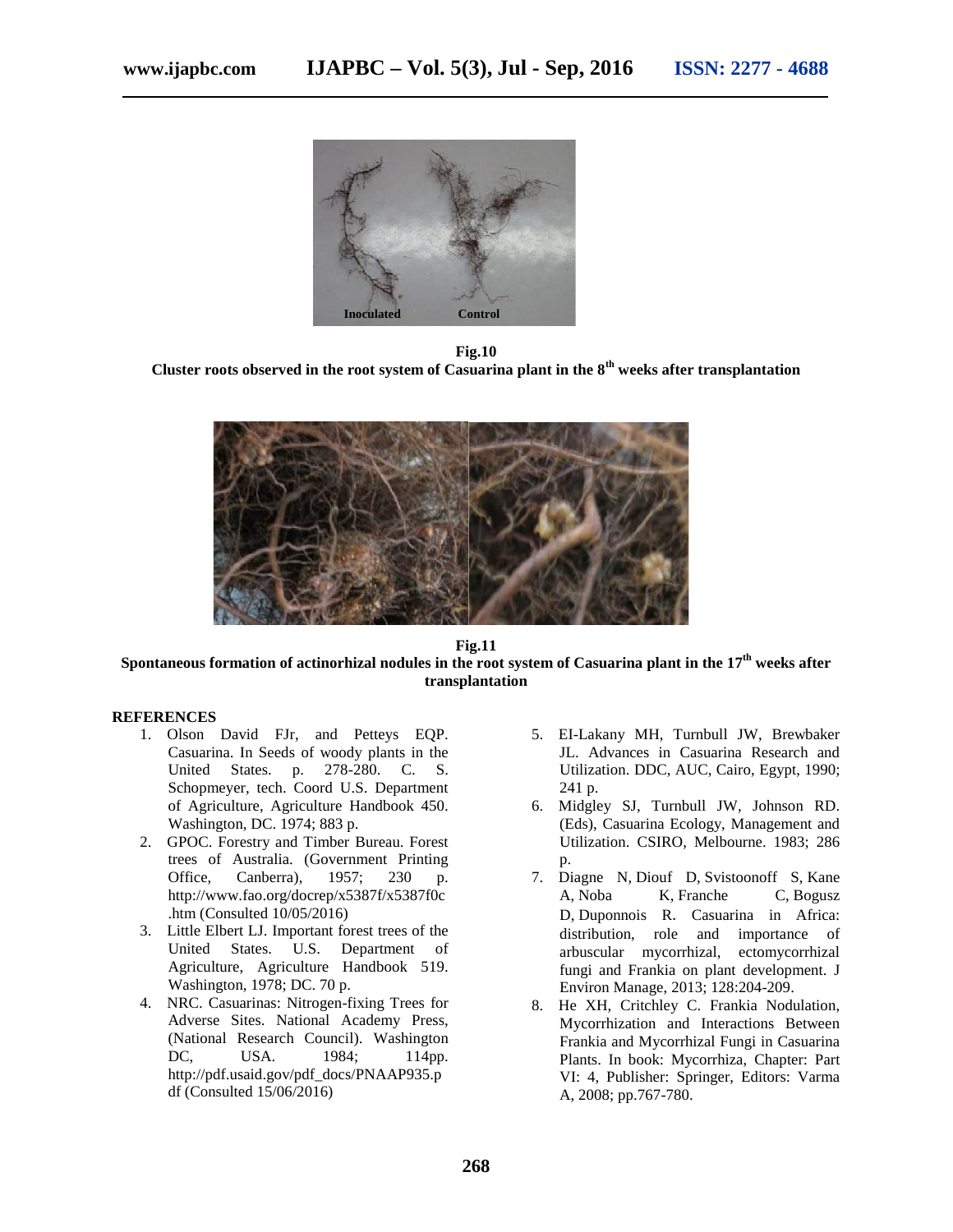**Fig.10**
**Cluster roots observed in the root system of Casuarina plant in the 8th weeks after transplantation**

**Fig.11**
**Spontaneous formation of actinorhizal nodules in the root system of Casuarina plant in the 17th weeks after transplantation**

## REFERENCES

1. Olson David FJr, and Petteys EQP. Casuarina. In Seeds of woody plants in the United States. p. 278-280. C. S. Schopmeyer, tech. Coord U.S. Department of Agriculture, Agriculture Handbook 450. Washington, DC. 1974; 883 p.
2. GPOC. Forestry and Timber Bureau. Forest trees of Australia. (Government Printing Office, Canberra), 1957; 230 p. http://www.fao.org/docrep/x5387f/x5387f0c.htm (Consulted 10/05/2016)
3. Little Elbert LJ. Important forest trees of the United States. U.S. Department of Agriculture, Agriculture Handbook 519. Washington, 1978; DC. 70 p.
4. NRC. Casuarinas: Nitrogen-fixing Trees for Adverse Sites. National Academy Press, (National Research Council). Washington DC, USA. 1984; 114pp. http://pdf.usaid.gov/pdf_docs/PNAAP935.pdf (Consulted 15/06/2016)
5. El-Lakany MH, Turnbull JW, Brewbaker JL. Advances in Casuarina Research and Utilization. DDC, AUC, Cairo, Egypt, 1990; 241 p.
6. Midgley SJ, Turnbull JW, Johnson RD. (Eds), Casuarina Ecology, Management and Utilization. CSIRO, Melbourne. 1983; 286 p.
7. Diagne N, Diouf D, Svistoonoff S, Kane A, Noba K, Franche C, Bogusz D, Duponnois R. Casuarina in Africa: distribution, role and importance of arbuscular mycorrhizal, ectomycorrhizal fungi and Frankia on plant development. J Environ Manage, 2013; 128:204-209.
8. He XH, Critchley C. Frankia Nodulation, Mycorrhization and Interactions Between Frankia and Mycorrhizal Fungi in Casuarina Plants. In book: Mycorrhiza, Chapter: Part VI: 4, Publisher: Springer, Editors: Varma A, 2008; pp.767-780.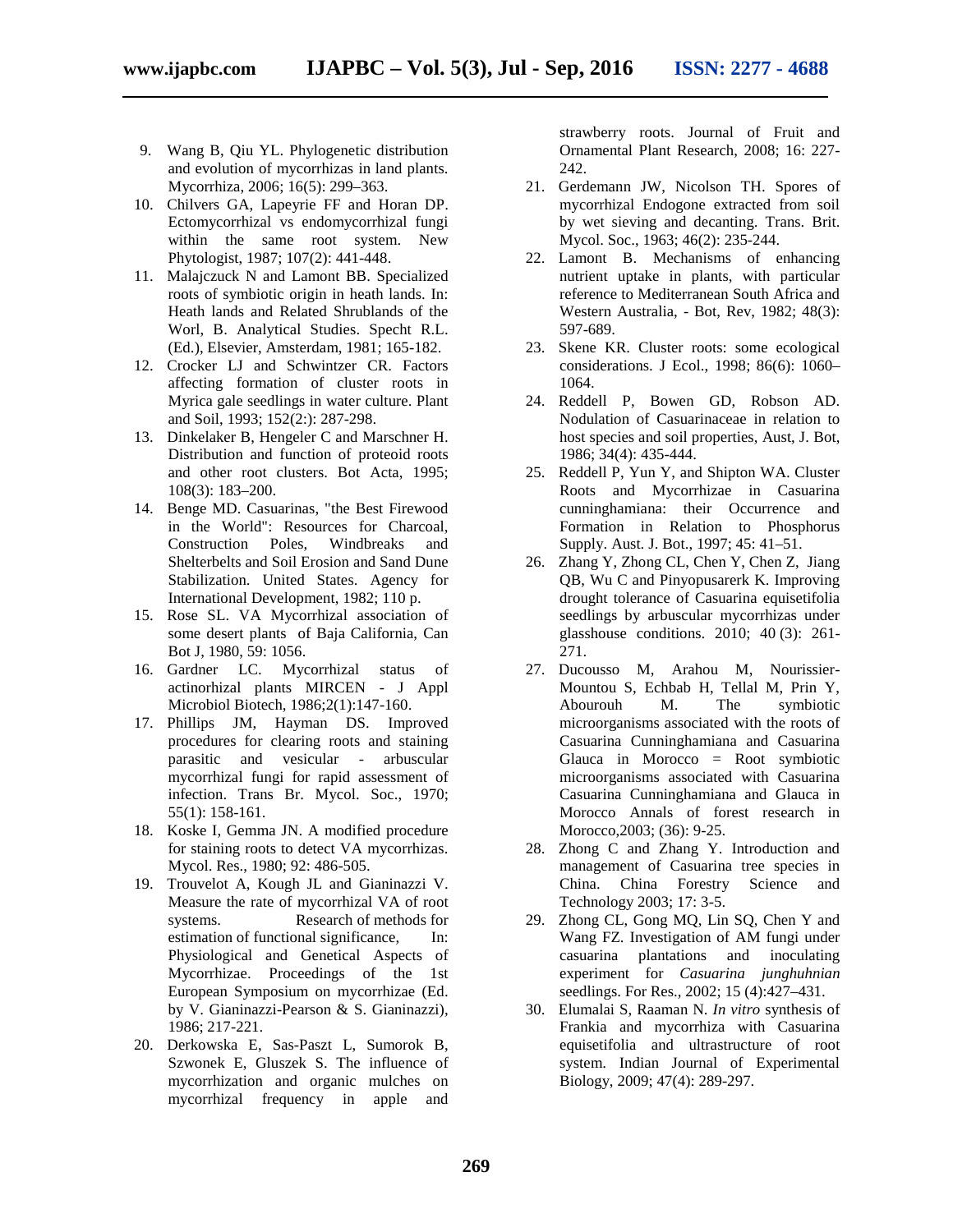9. Wang B, Qiu YL. Phylogenetic distribution and evolution of mycorrhizas in land plants. Mycorrhiza, 2006; 16(5): 299–363.
10. Chilvers GA, Lapeyrie FF and Horan DP. Ectomycorrhizal vs endomycorrhizal fungi within the same root system. New Phytologist, 1987; 107(2): 441-448.
11. Malajczuck N and Lamont BB. Specialized roots of symbiotic origin in heath lands. In: Heath lands and Related Shrublands of the Worl, B. Analytical Studies. Specht R.L. (Ed.), Elsevier, Amsterdam, 1981; 165-182.
12. Crocker LJ and Schwintzer CR. Factors affecting formation of cluster roots in Myrica gale seedlings in water culture. Plant and Soil, 1993; 152(2:): 287-298.
13. Dinkelaker B, Hengeler C and Marschner H. Distribution and function of proteoid roots and other root clusters. Bot Acta, 1995; 108(3): 183–200.
14. Benge MD. Casuarinas, "the Best Firewood in the World": Resources for Charcoal, Construction Poles, Windbreaks and Shelterbelts and Soil Erosion and Sand Dune Stabilization. United States. Agency for International Development, 1982; 110 p.
15. Rose SL. VA Mycorrhizal association of some desert plants of Baja California, Can Bot J, 1980, 59: 1056.
16. Gardner LC. Mycorrhizal status of actinorhizal plants MIRCEN - J Appl Microbiol Biotech, 1986;2(1):147-160.
17. Phillips JM, Hayman DS. Improved procedures for clearing roots and staining parasitic and vesicular - arbuscular mycorrhizal fungi for rapid assessment of infection. Trans Br. Mycol. Soc., 1970; 55(1): 158-161.
18. Koske I, Gemma JN. A modified procedure for staining roots to detect VA mycorrhizas. Mycol. Res., 1980; 92: 486-505.
19. Trouvelot A, Kough JL and Gianinazzi V. Measure the rate of mycorrhizal VA of root systems. Research of methods for estimation of functional significance, In: Physiological and Genetical Aspects of Mycorrhizae. Proceedings of the 1st European Symposium on mycorrhizae (Ed. by V. Gianinazzi-Pearson & S. Gianinazzi), 1986; 217-221.
20. Derkowska E, Sas-Paszt L, Sumorok B, Szwonek E, Gluszek S. The influence of mycorrhization and organic mulches on mycorrhizal frequency in apple and strawberry roots. Journal of Fruit and Ornamental Plant Research, 2008; 16: 227-242.
21. Gerdemann JW, Nicolson TH. Spores of mycorrhizal Endogone extracted from soil by wet sieving and decanting. Trans. Brit. Mycol. Soc., 1963; 46(2): 235-244.
22. Lamont B. Mechanisms of enhancing nutrient uptake in plants, with particular reference to Mediterranean South Africa and Western Australia, - Bot, Rev, 1982; 48(3): 597-689.
23. Skene KR. Cluster roots: some ecological considerations. J Ecol., 1998; 86(6): 1060–1064.
24. Reddell P, Bowen GD, Robson AD. Nodulation of Casuarinaceae in relation to host species and soil properties, Aust, J. Bot, 1986; 34(4): 435-444.
25. Reddell P, Yun Y, and Shipton WA. Cluster Roots and Mycorrhizae in Casuarina cunninghamiana: their Occurrence and Formation in Relation to Phosphorus Supply. Aust. J. Bot., 1997; 45: 41–51.
26. Zhang Y, Zhong CL, Chen Y, Chen Z, Jiang QB, Wu C and Pinyopusarerk K. Improving drought tolerance of Casuarina equisetifolia seedlings by arbuscular mycorrhizas under glasshouse conditions. 2010; 40 (3): 261-271.
27. Ducousso M, Arahou M, Nourissier-Mountou S, Echbab H, Tellal M, Prin Y, Abourouh M. The symbiotic microorganisms associated with the roots of Casuarina Cunninghamiana and Casuarina Glauca in Morocco = Root symbiotic microorganisms associated with Casuarina Casuarina Cunninghamiana and Glauca in Morocco Annals of forest research in Morocco,2003; (36): 9-25.
28. Zhong C and Zhang Y. Introduction and management of Casuarina tree species in China. China Forestry Science and Technology 2003; 17: 3-5.
29. Zhong CL, Gong MQ, Lin SQ, Chen Y and Wang FZ. Investigation of AM fungi under casuarina plantations and inoculating experiment for *Casuarina junghuhnian* seedlings. For Res., 2002; 15 (4):427–431.
30. Elumalai S, Raaman N. *In vitro* synthesis of Frankia and mycorrhiza with Casuarina equisetifolia and ultrastructure of root system. Indian Journal of Experimental Biology, 2009; 47(4): 289-297.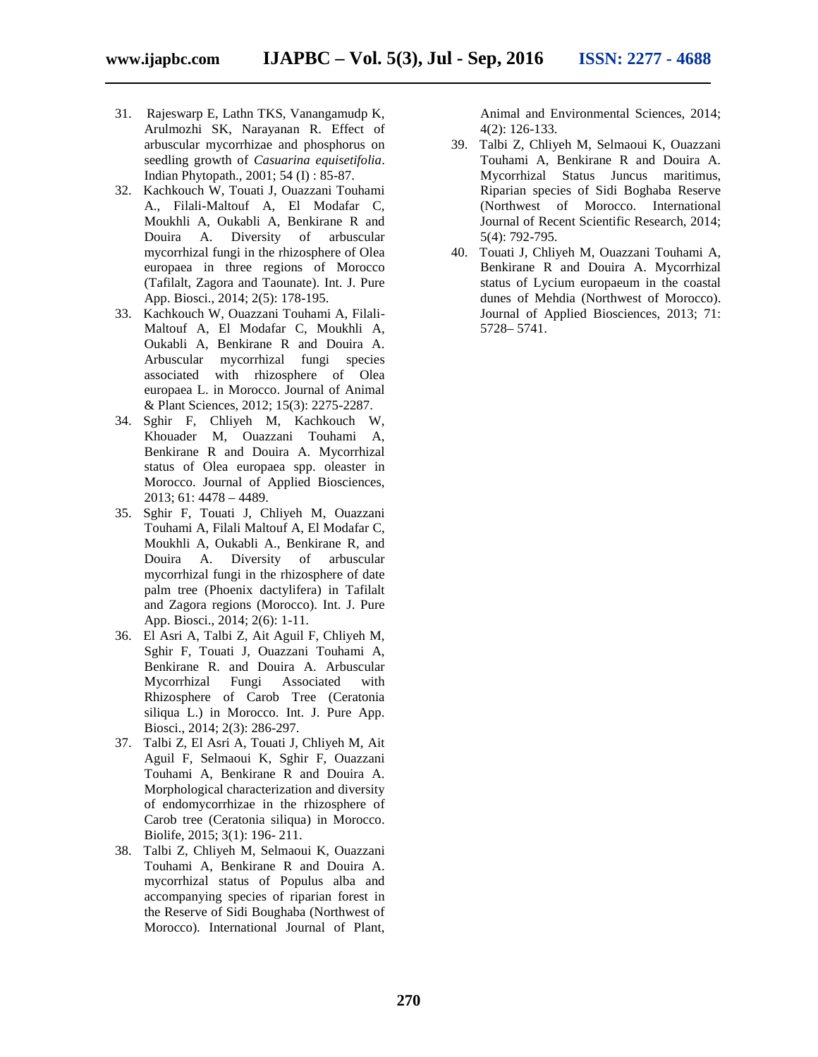31. Rajeswarp E, Lathn TKS, Vanangamudp K, Arulmozhi SK, Narayanan R. Effect of arbuscular mycorrhizae and phosphorus on seedling growth of *Casuarina equisetifolia*. Indian Phytopath., 2001; 54 (I) : 85-87.
32. Kachkouch W, Touati J, Ouazzani Touhami A., Filali-Maltouf A, El Modafar C, Moukhli A, Oukabli A, Benkirane R and Douira A. Diversity of arbuscular mycorrhizal fungi in the rhizosphere of Olea europaea in three regions of Morocco (Tafilalt, Zagora and Taounate). Int. J. Pure App. Biosci., 2014; 2(5): 178-195.
33. Kachkouch W, Ouazzani Touhami A, Filali-Maltouf A, El Modafar C, Moukhli A, Oukabli A, Benkirane R and Douira A. Arbuscular mycorrhizal fungi species associated with rhizosphere of Olea europaea L. in Morocco. Journal of Animal & Plant Sciences, 2012; 15(3): 2275-2287.
34. Sghir F, Chliyeh M, Kachkouch W, Khouader M, Ouazzani Touhami A, Benkirane R and Douira A. Mycorrhizal status of Olea europaea spp. oleaster in Morocco. Journal of Applied Biosciences, 2013; 61: 4478 – 4489.
35. Sghir F, Touati J, Chliyeh M, Ouazzani Touhami A, Filali Maltouf A, El Modafar C, Moukhli A, Oukabli A., Benkirane R, and Douira A. Diversity of arbuscular mycorrhizal fungi in the rhizosphere of date palm tree (Phoenix dactylifera) in Tafilalt and Zagora regions (Morocco). Int. J. Pure App. Biosci., 2014; 2(6): 1-11.
36. El Asri A, Talbi Z, Ait Aguil F, Chliyeh M, Sghir F, Touati J, Ouazzani Touhami A, Benkirane R. and Douira A. Arbuscular Mycorrhizal Fungi Associated with Rhizosphere of Carob Tree (Ceratonia siliqua L.) in Morocco. Int. J. Pure App. Biosci., 2014; 2(3): 286-297.
37. Talbi Z, El Asri A, Touati J, Chliyeh M, Ait Aguil F, Selmaoui K, Sghir F, Ouazzani Touhami A, Benkirane R and Douira A. Morphological characterization and diversity of endomycorrhizae in the rhizosphere of Carob tree (Ceratonia siliqua) in Morocco. Biolife, 2015; 3(1): 196- 211.
38. Talbi Z, Chliyeh M, Selmaoui K, Ouazzani Touhami A, Benkirane R and Douira A. mycorrhizal status of Populus alba and accompanying species of riparian forest in the Reserve of Sidi Boughaba (Northwest of Morocco). International Journal of Plant, Animal and Environmental Sciences, 2014; 4(2): 126-133.
39. Talbi Z, Chliyeh M, Selmaoui K, Ouazzani Touhami A, Benkirane R and Douira A. Mycorrhizal Status Juncus maritimus, Riparian species of Sidi Boghaba Reserve (Northwest of Morocco. International Journal of Recent Scientific Research, 2014; 5(4): 792-795.
40. Touati J, Chliyeh M, Ouazzani Touhami A, Benkirane R and Douira A. Mycorrhizal status of Lycium europaeum in the coastal dunes of Mehdia (Northwest of Morocco). Journal of Applied Biosciences, 2013; 71: 5728– 5741.